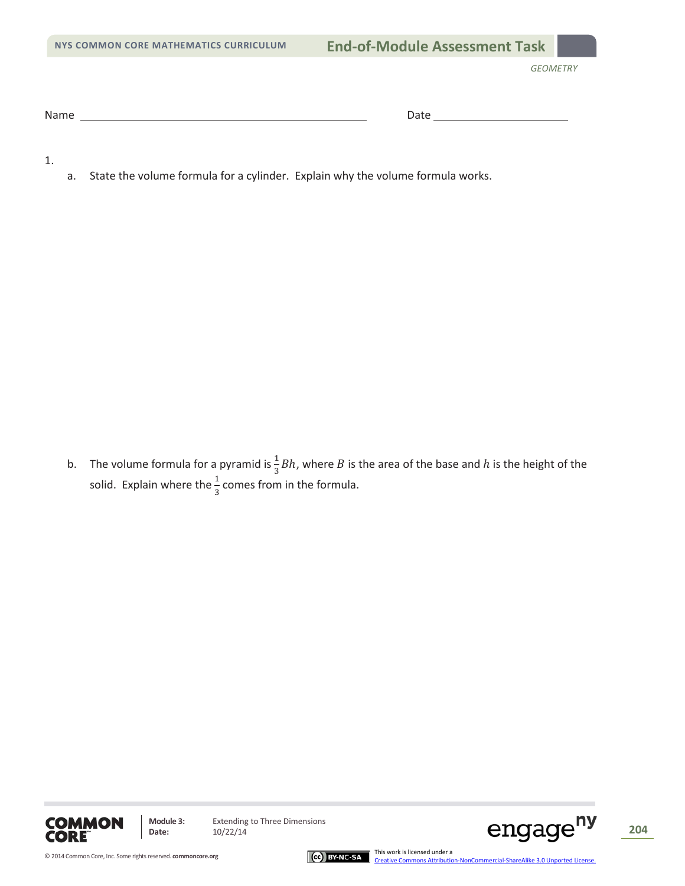Name ______________________________ Date ______________

1.

a. State the volume formula for a cylinder. Explain why the volume formula works.

b. The volume formula for a pyramid is $\frac{1}{3}Bh$, where $B$ is the area of the base and $h$ is the height of the solid. Explain where the $\frac{1}{3}$ comes from in the formula.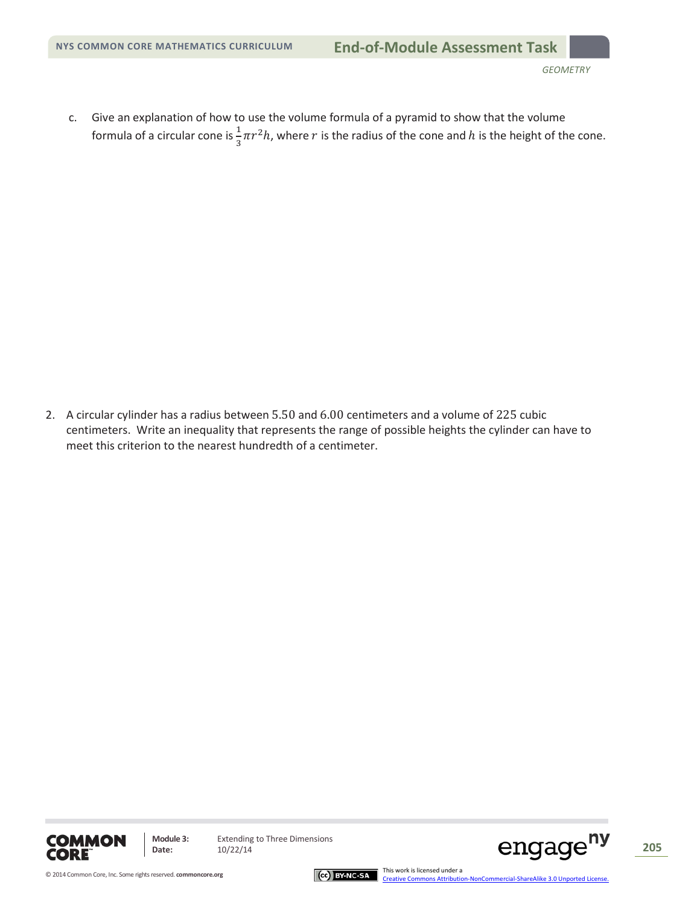c. Give an explanation of how to use the volume formula of a pyramid to show that the volume formula of a circular cone is $\frac{1}{3}\pi r^2 h$, where $r$ is the radius of the cone and $h$ is the height of the cone.

2. A circular cylinder has a radius between $5.50$ and $6.00$ centimeters and a volume of $225$ cubic centimeters. Write an inequality that represents the range of possible heights the cylinder can have to meet this criterion to the nearest hundredth of a centimeter.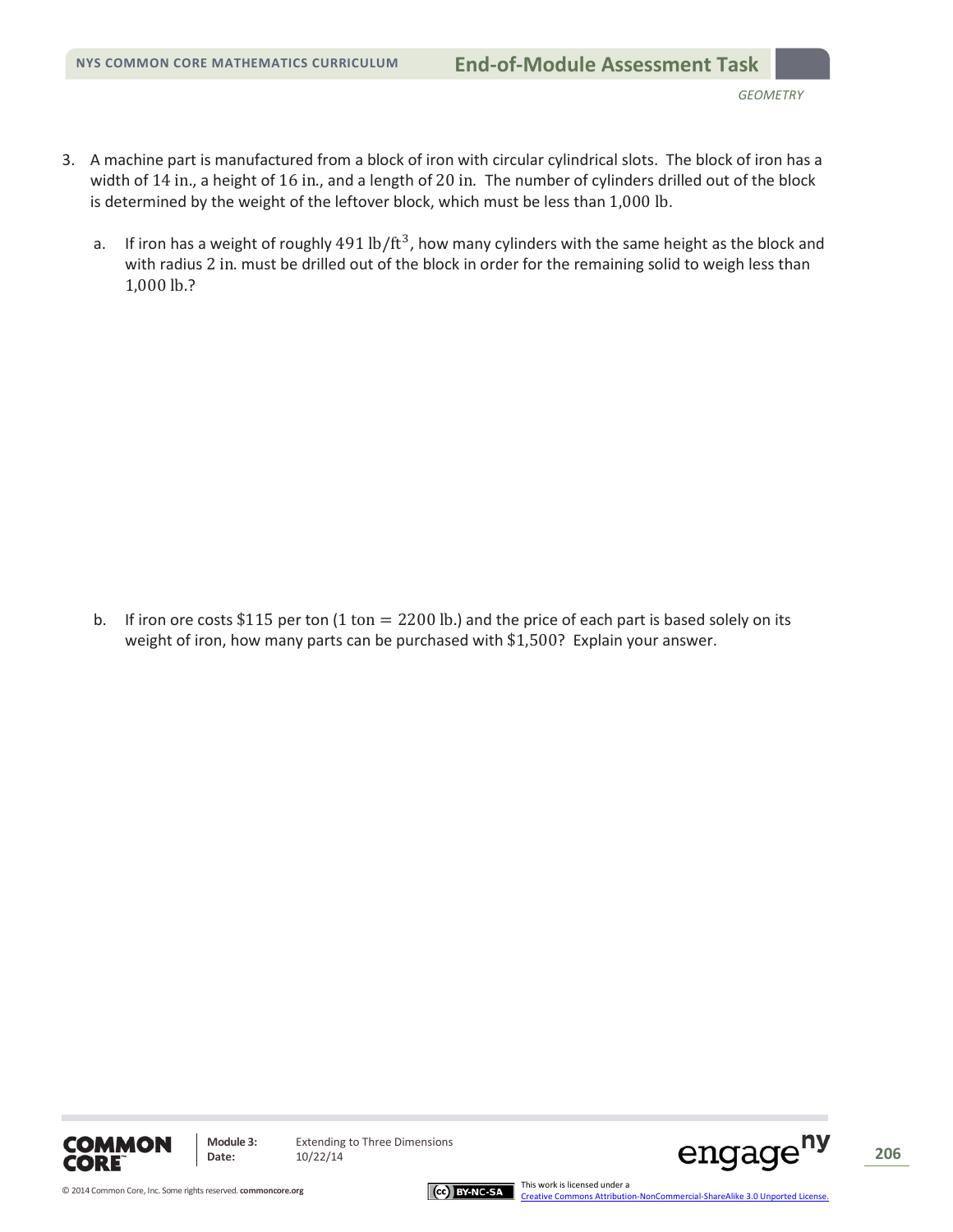3. A machine part is manufactured from a block of iron with circular cylindrical slots. The block of iron has a width of $14$ in., a height of $16$ in., and a length of $20$ in. The number of cylinders drilled out of the block is determined by the weight of the leftover block, which must be less than $1{,}000$ lb.

   a. If iron has a weight of roughly $491 \text{ lb/ft}^3$, how many cylinders with the same height as the block and with radius $2$ in. must be drilled out of the block in order for the remaining solid to weigh less than $1{,}000$ lb.?

   b. If iron ore costs $\$115$ per ton ($1 \text{ ton} = 2200$ lb.) and the price of each part is based solely on its weight of iron, how many parts can be purchased with $\$1{,}500$? Explain your answer.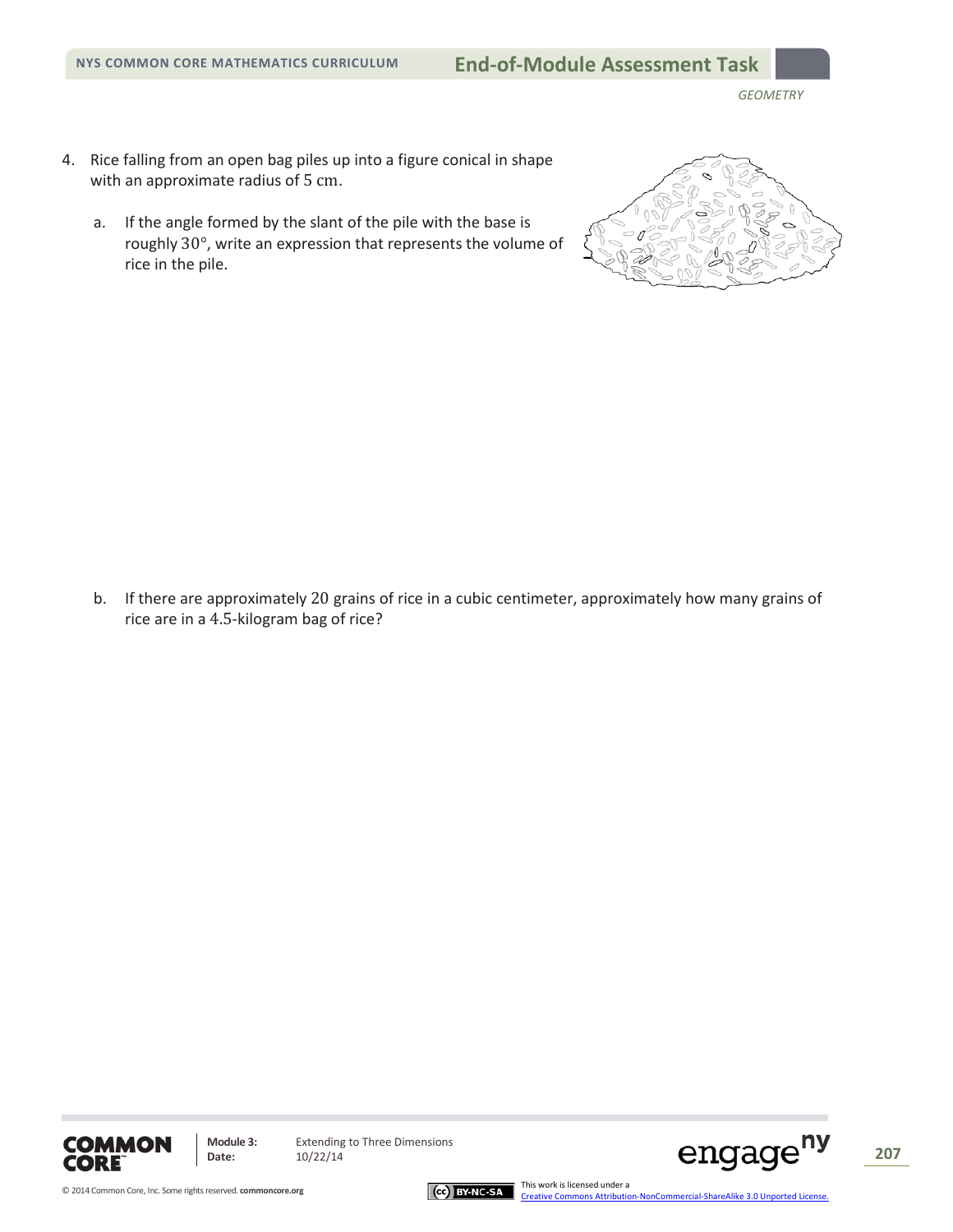4. Rice falling from an open bag piles up into a figure conical in shape with an approximate radius of $5 \text{ cm}$.

   a. If the angle formed by the slant of the pile with the base is roughly $30°$, write an expression that represents the volume of rice in the pile.

   b. If there are approximately $20$ grains of rice in a cubic centimeter, approximately how many grains of rice are in a $4.5$-kilogram bag of rice?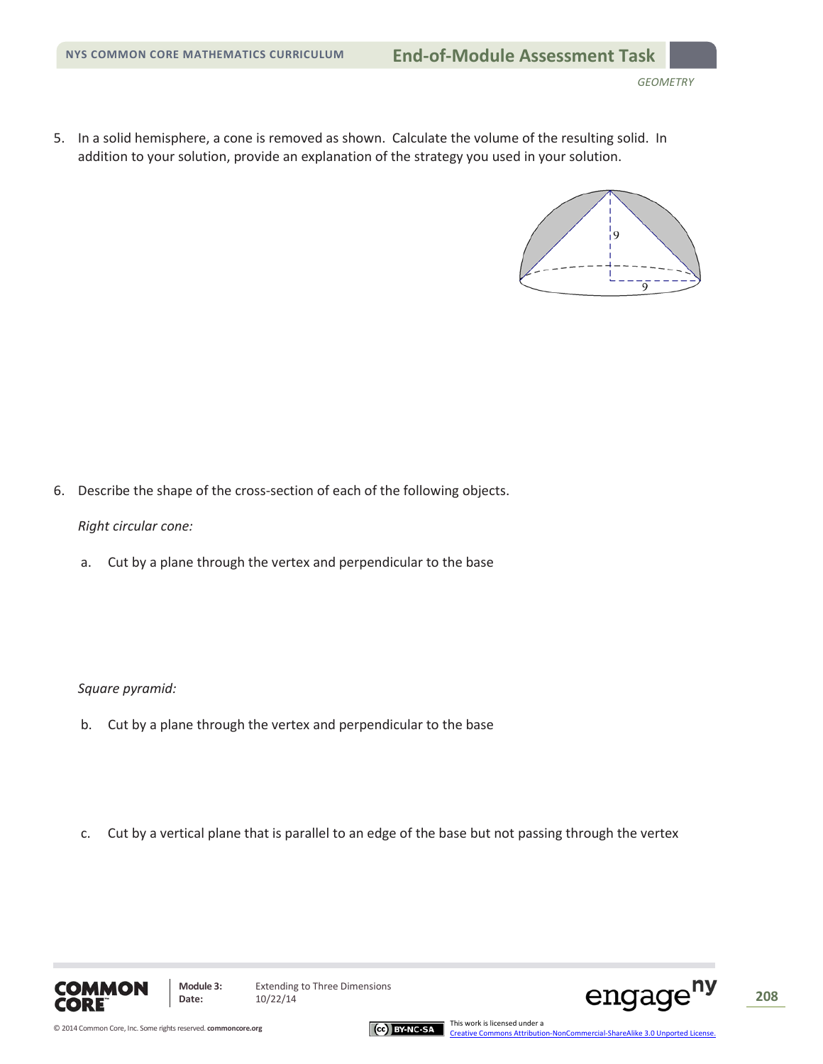5. In a solid hemisphere, a cone is removed as shown. Calculate the volume of the resulting solid. In addition to your solution, provide an explanation of the strategy you used in your solution.

6. Describe the shape of the cross-section of each of the following objects.

   *Right circular cone:*

   a. Cut by a plane through the vertex and perpendicular to the base

   *Square pyramid:*

   b. Cut by a plane through the vertex and perpendicular to the base

   c. Cut by a vertical plane that is parallel to an edge of the base but not passing through the vertex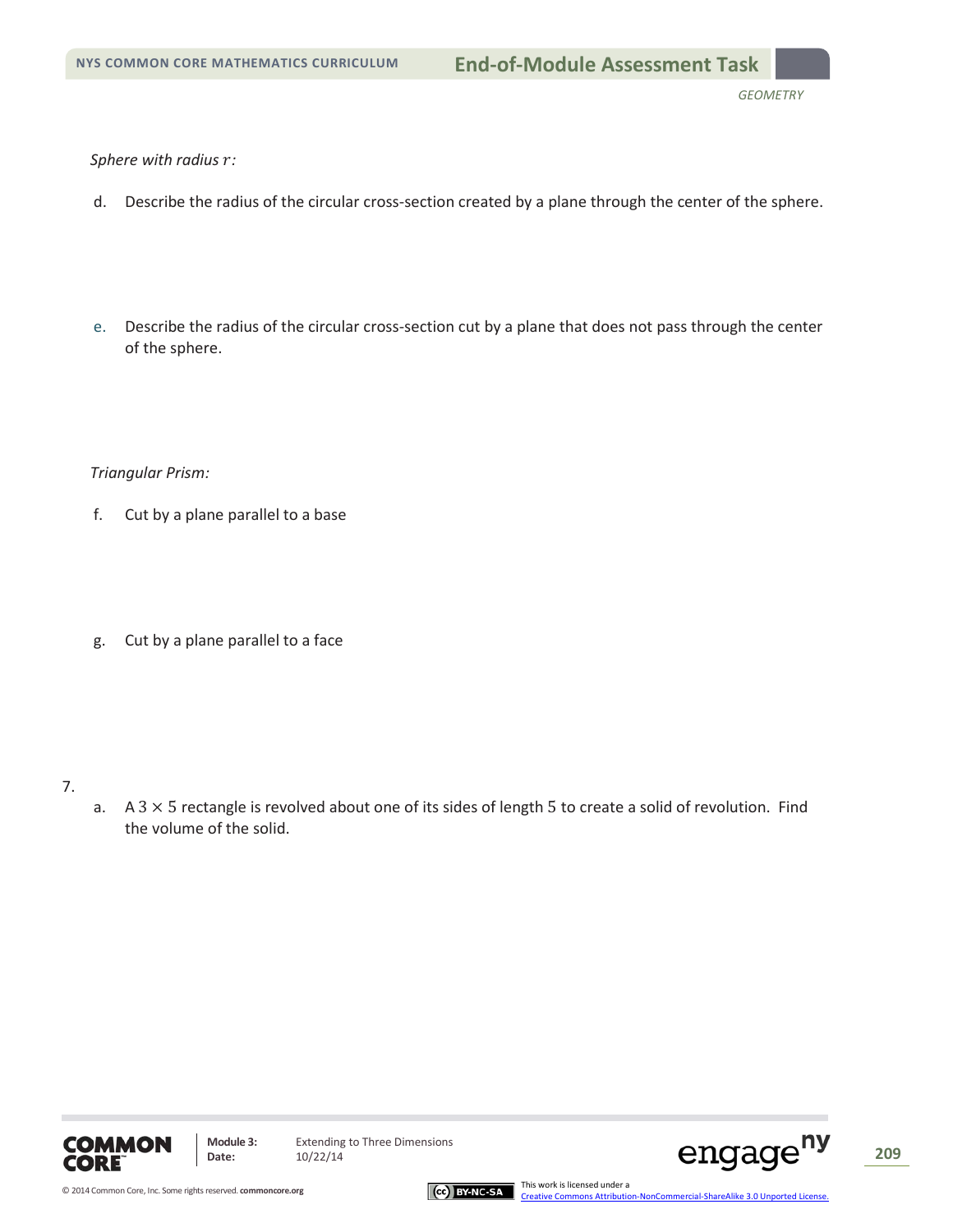*Sphere with radius $r$:*

d. Describe the radius of the circular cross-section created by a plane through the center of the sphere.

e. Describe the radius of the circular cross-section cut by a plane that does not pass through the center of the sphere.

*Triangular Prism:*

f. Cut by a plane parallel to a base

g. Cut by a plane parallel to a face

7.

a. A $3 \times 5$ rectangle is revolved about one of its sides of length $5$ to create a solid of revolution. Find the volume of the solid.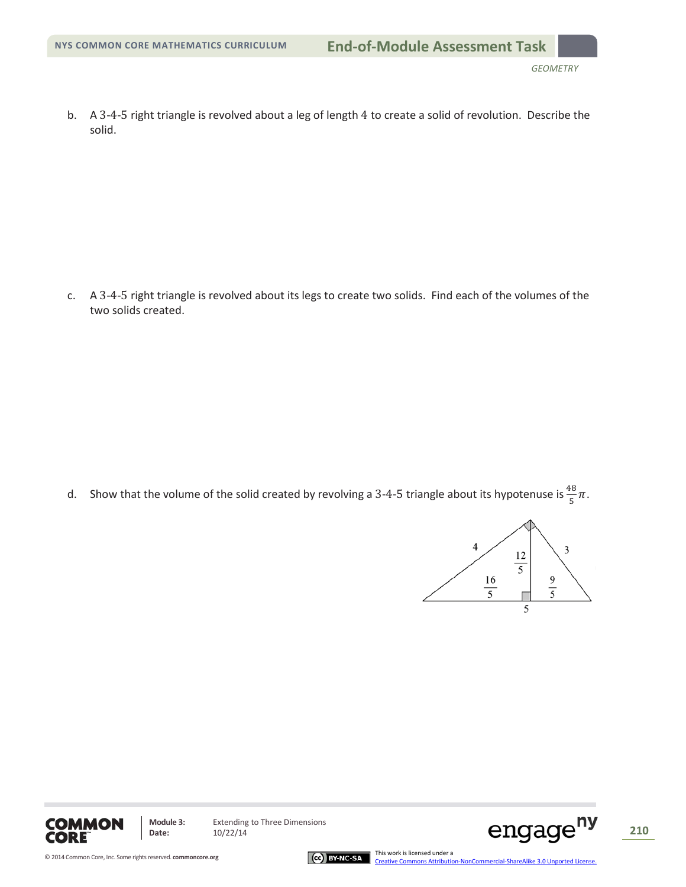b. A 3-4-5 right triangle is revolved about a leg of length 4 to create a solid of revolution. Describe the solid.

c. A 3-4-5 right triangle is revolved about its legs to create two solids. Find each of the volumes of the two solids created.

d. Show that the volume of the solid created by revolving a 3-4-5 triangle about its hypotenuse is $\frac{48}{5}\pi$.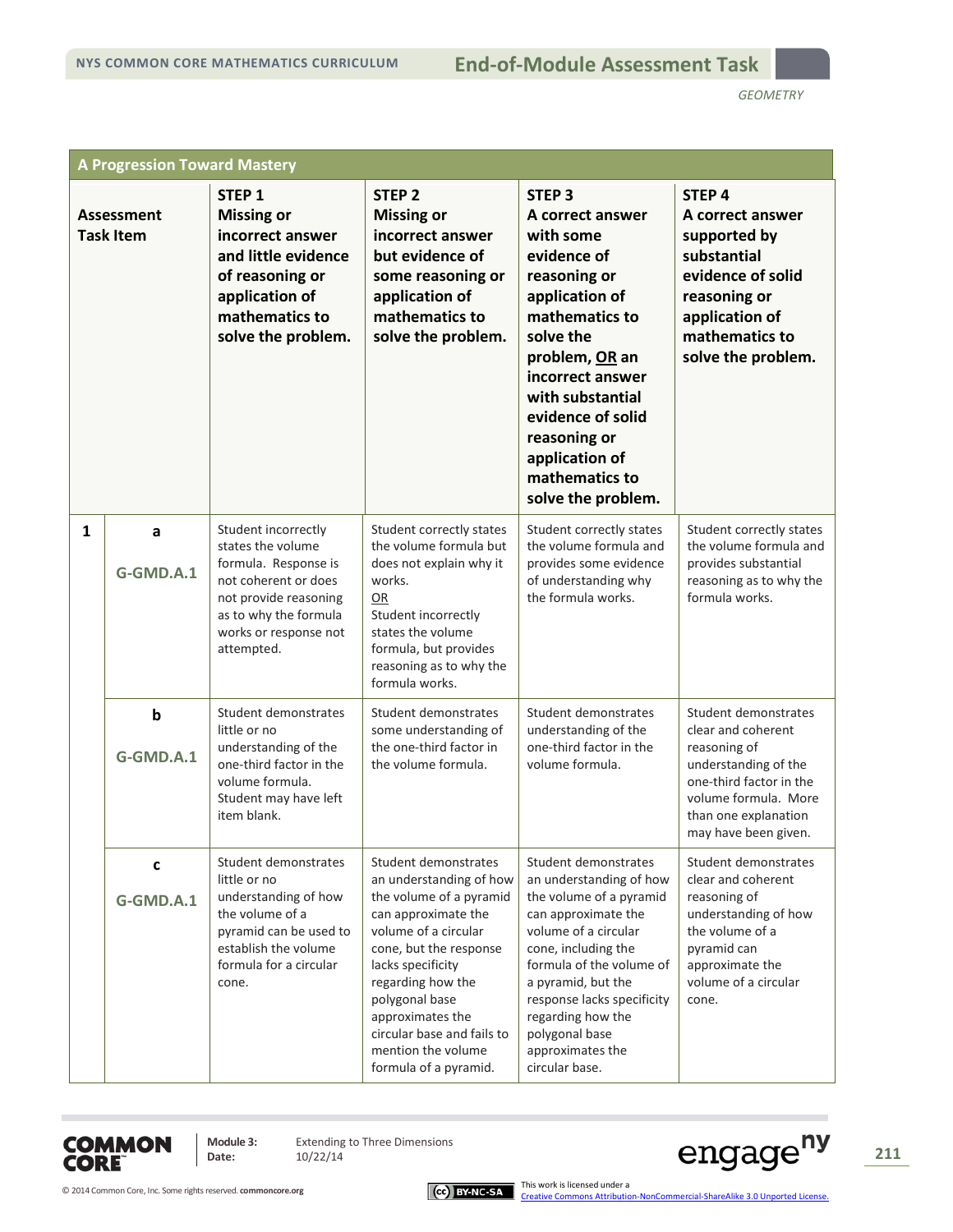| A Progression Toward Mastery | | | | | |
|---|---|---|---|---|---|
| **Assessment Task Item** | | **STEP 1** Missing or incorrect answer and little evidence of reasoning or application of mathematics to solve the problem. | **STEP 2** Missing or incorrect answer but evidence of some reasoning or application of mathematics to solve the problem. | **STEP 3** A correct answer with some evidence of reasoning or application of mathematics to solve the problem, OR an incorrect answer with substantial evidence of solid reasoning or application of mathematics to solve the problem. | **STEP 4** A correct answer supported by substantial evidence of solid reasoning or application of mathematics to solve the problem. |
| **1** | **a** G-GMD.A.1 | Student incorrectly states the volume formula. Response is not coherent or does not provide reasoning as to why the formula works or response not attempted. | Student correctly states the volume formula but does not explain why it works. OR Student incorrectly states the volume formula, but provides reasoning as to why the formula works. | Student correctly states the volume formula and provides some evidence of understanding why the formula works. | Student correctly states the volume formula and provides substantial reasoning as to why the formula works. |
| | **b** G-GMD.A.1 | Student demonstrates little or no understanding of the one-third factor in the volume formula. Student may have left item blank. | Student demonstrates some understanding of the one-third factor in the volume formula. | Student demonstrates understanding of the one-third factor in the volume formula. | Student demonstrates clear and coherent reasoning of understanding of the one-third factor in the volume formula. More than one explanation may have been given. |
| | **c** G-GMD.A.1 | Student demonstrates little or no understanding of how the volume of a pyramid can be used to establish the volume formula for a circular cone. | Student demonstrates an understanding of how the volume of a pyramid can approximate the volume of a circular cone, but the response lacks specificity regarding how the polygonal base approximates the circular base and fails to mention the volume formula of a pyramid. | Student demonstrates an understanding of how the volume of a pyramid can approximate the volume of a circular cone, including the formula of the volume of a pyramid, but the response lacks specificity regarding how the polygonal base approximates the circular base. | Student demonstrates clear and coherent reasoning of understanding of how the volume of a pyramid can approximate the volume of a circular cone. |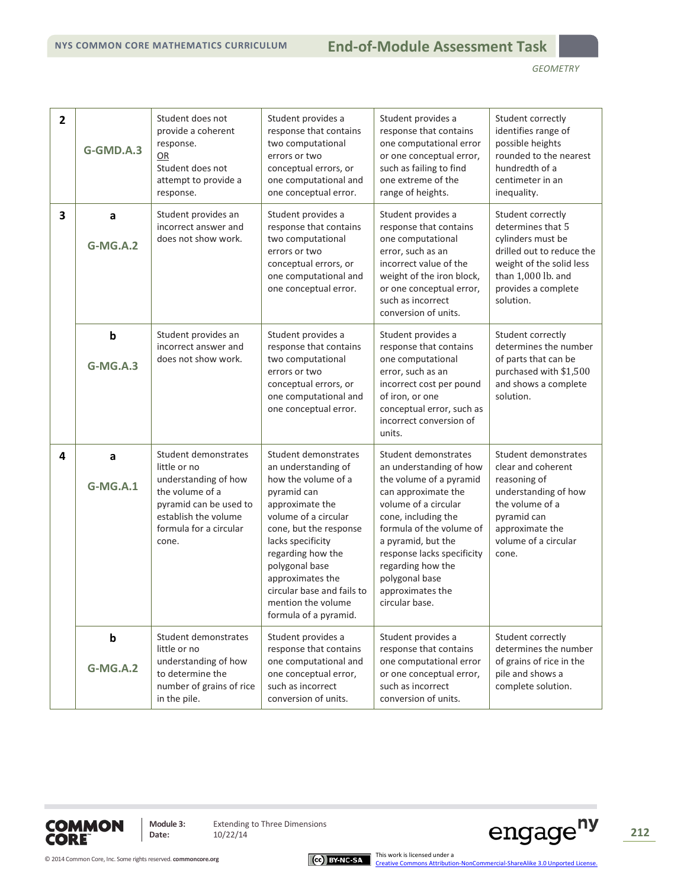| | | | | | |
|---|---|---|---|---|---|
| **2** | **G-GMD.A.3** | Student does not provide a coherent response. OR Student does not attempt to provide a response. | Student provides a response that contains two computational errors or two conceptual errors, or one computational and one conceptual error. | Student provides a response that contains one computational error or one conceptual error, such as failing to find one extreme of the range of heights. | Student correctly identifies range of possible heights rounded to the nearest hundredth of a centimeter in an inequality. |
| **3** | **a** **G-MG.A.2** | Student provides an incorrect answer and does not show work. | Student provides a response that contains two computational errors or two conceptual errors, or one computational and one conceptual error. | Student provides a response that contains one computational error, such as an incorrect value of the weight of the iron block, or one conceptual error, such as incorrect conversion of units. | Student correctly determines that 5 cylinders must be drilled out to reduce the weight of the solid less than 1,000 lb. and provides a complete solution. |
| | **b** **G-MG.A.3** | Student provides an incorrect answer and does not show work. | Student provides a response that contains two computational errors or two conceptual errors, or one computational and one conceptual error. | Student provides a response that contains one computational error, such as an incorrect cost per pound of iron, or one conceptual error, such as incorrect conversion of units. | Student correctly determines the number of parts that can be purchased with $1,500 and shows a complete solution. |
| **4** | **a** **G-MG.A.1** | Student demonstrates little or no understanding of how the volume of a pyramid can be used to establish the volume formula for a circular cone. | Student demonstrates an understanding of how the volume of a pyramid can approximate the volume of a circular cone, but the response lacks specificity regarding how the polygonal base approximates the circular base and fails to mention the volume formula of a pyramid. | Student demonstrates an understanding of how the volume of a pyramid can approximate the volume of a circular cone, including the formula of the volume of a pyramid, but the response lacks specificity regarding how the polygonal base approximates the circular base. | Student demonstrates clear and coherent reasoning of understanding of how the volume of a pyramid can approximate the volume of a circular cone. |
| | **b** **G-MG.A.2** | Student demonstrates little or no understanding of how to determine the number of grains of rice in the pile. | Student provides a response that contains one computational and one conceptual error, such as incorrect conversion of units. | Student provides a response that contains one computational error or one conceptual error, such as incorrect conversion of units. | Student correctly determines the number of grains of rice in the pile and shows a complete solution. |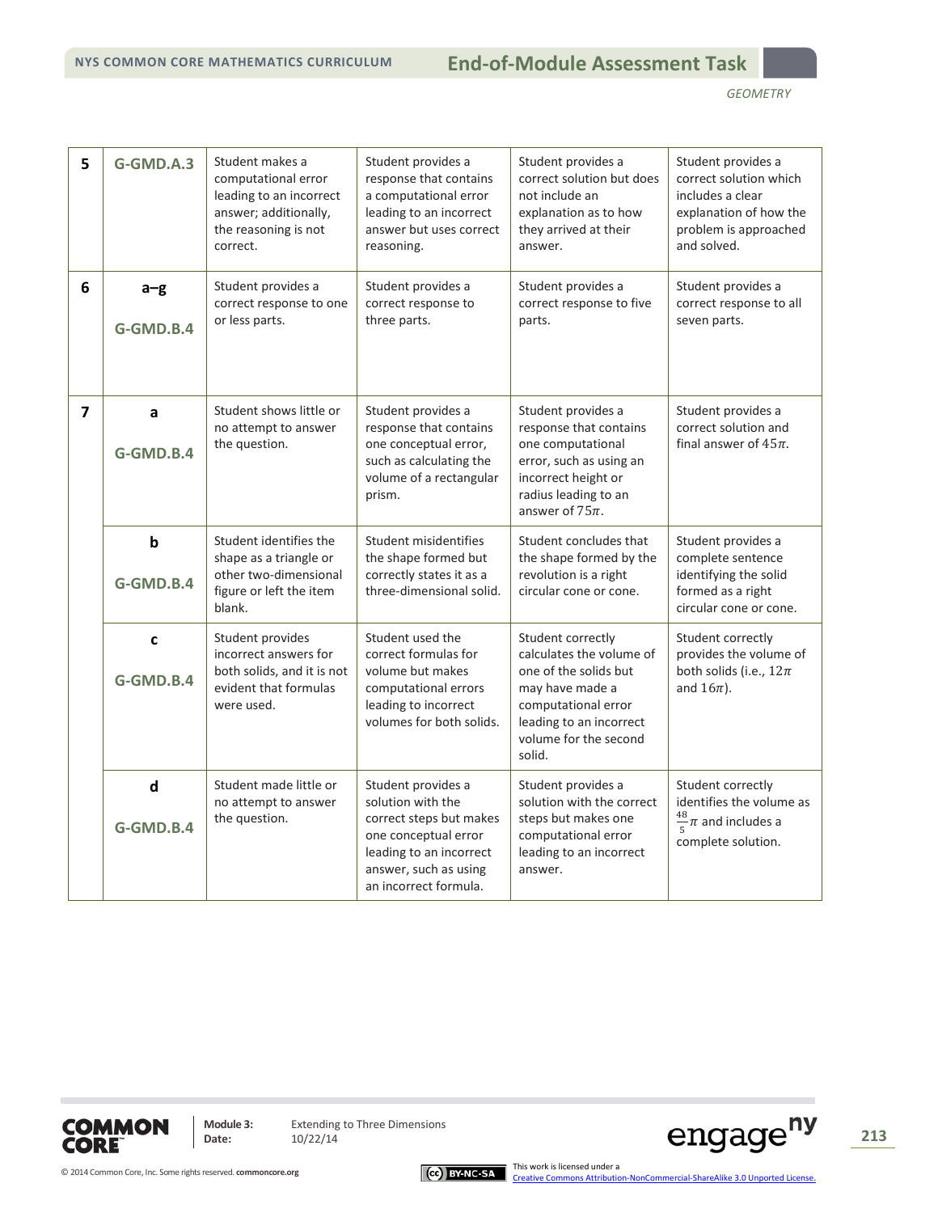| | | | | | |
|---|---|---|---|---|---|
| 5 | G-GMD.A.3 | Student makes a computational error leading to an incorrect answer; additionally, the reasoning is not correct. | Student provides a response that contains a computational error leading to an incorrect answer but uses correct reasoning. | Student provides a correct solution but does not include an explanation as to how they arrived at their answer. | Student provides a correct solution which includes a clear explanation of how the problem is approached and solved. |
| 6 | a–g<br><br>G-GMD.B.4 | Student provides a correct response to one or less parts. | Student provides a correct response to three parts. | Student provides a correct response to five parts. | Student provides a correct response to all seven parts. |
| 7 | a<br><br>G-GMD.B.4 | Student shows little or no attempt to answer the question. | Student provides a response that contains one conceptual error, such as calculating the volume of a rectangular prism. | Student provides a response that contains one computational error, such as using an incorrect height or radius leading to an answer of $75\pi$. | Student provides a correct solution and final answer of $45\pi$. |
| | b<br><br>G-GMD.B.4 | Student identifies the shape as a triangle or other two-dimensional figure or left the item blank. | Student misidentifies the shape formed but correctly states it as a three-dimensional solid. | Student concludes that the shape formed by the revolution is a right circular cone or cone. | Student provides a complete sentence identifying the solid formed as a right circular cone or cone. |
| | c<br><br>G-GMD.B.4 | Student provides incorrect answers for both solids, and it is not evident that formulas were used. | Student used the correct formulas for volume but makes computational errors leading to incorrect volumes for both solids. | Student correctly calculates the volume of one of the solids but may have made a computational error leading to an incorrect volume for the second solid. | Student correctly provides the volume of both solids (i.e., $12\pi$ and $16\pi$). |
| | d<br><br>G-GMD.B.4 | Student made little or no attempt to answer the question. | Student provides a solution with the correct steps but makes one conceptual error leading to an incorrect answer, such as using an incorrect formula. | Student provides a solution with the correct steps but makes one computational error leading to an incorrect answer. | Student correctly identifies the volume as $\frac{48}{5}\pi$ and includes a complete solution. |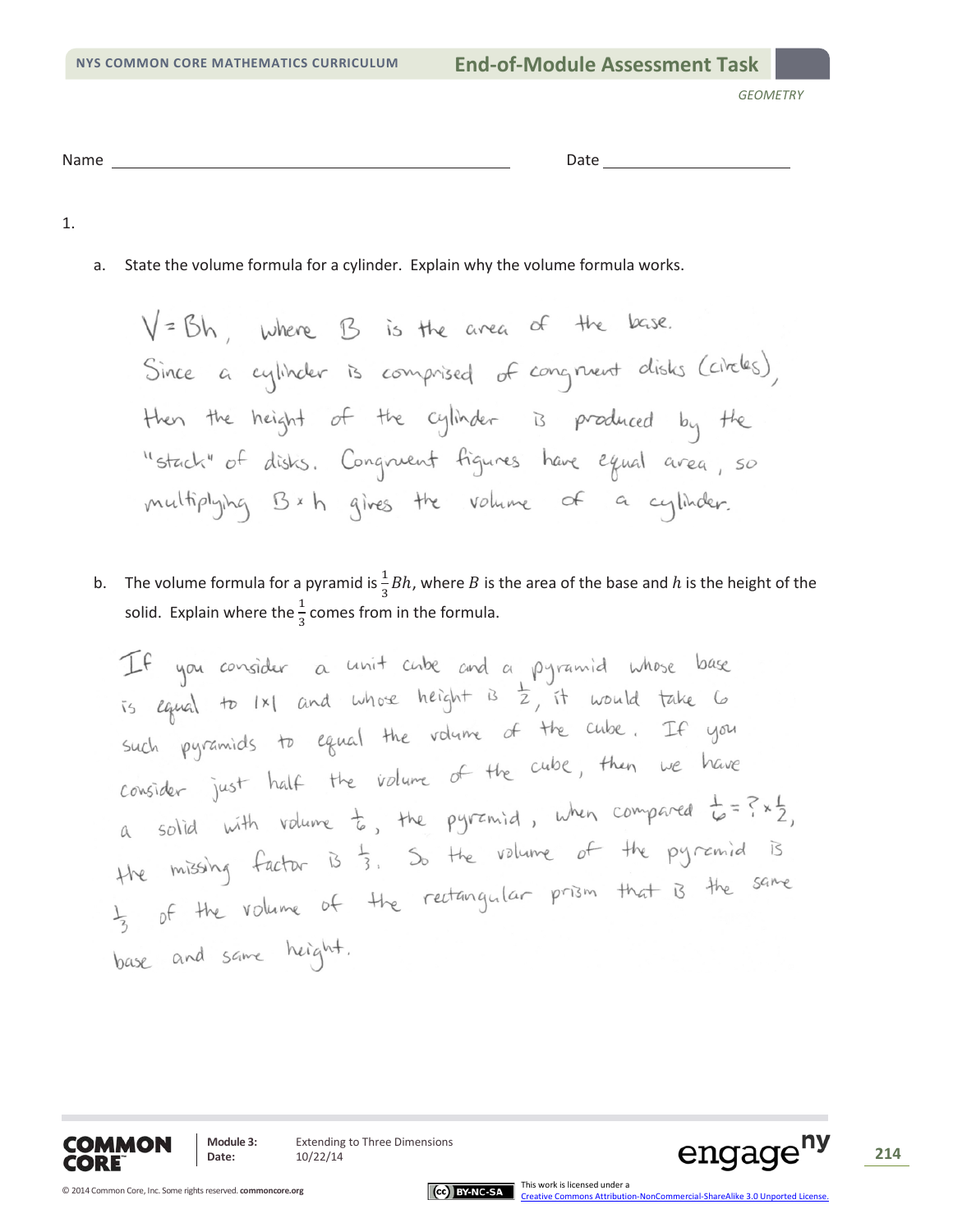Name ______________________________ Date ____________________

1.

a. State the volume formula for a cylinder. Explain why the volume formula works.

$V = Bh$, where $B$ is the area of the base. Since a cylinder is comprised of congruent disks (circles), then the height of the cylinder is produced by the "stack" of disks. Congruent figures have equal area, so multiplying $B \times h$ gives the volume of a cylinder.

b. The volume formula for a pyramid is $\frac{1}{3}Bh$, where $B$ is the area of the base and $h$ is the height of the solid. Explain where the $\frac{1}{3}$ comes from in the formula.

If you consider a unit cube and a pyramid whose base is equal to $1 \times 1$ and whose height is $\frac{1}{2}$, it would take 6 such pyramids to equal the volume of the cube. If you consider just half the volume of the cube, then we have a solid with volume $\frac{1}{6}$, the pyramid, when compared $\frac{1}{6} = ? \times \frac{1}{2}$, the missing factor is $\frac{1}{3}$. So the volume of the pyramid is $\frac{1}{3}$ of the volume of the rectangular prism that is the same base and same height.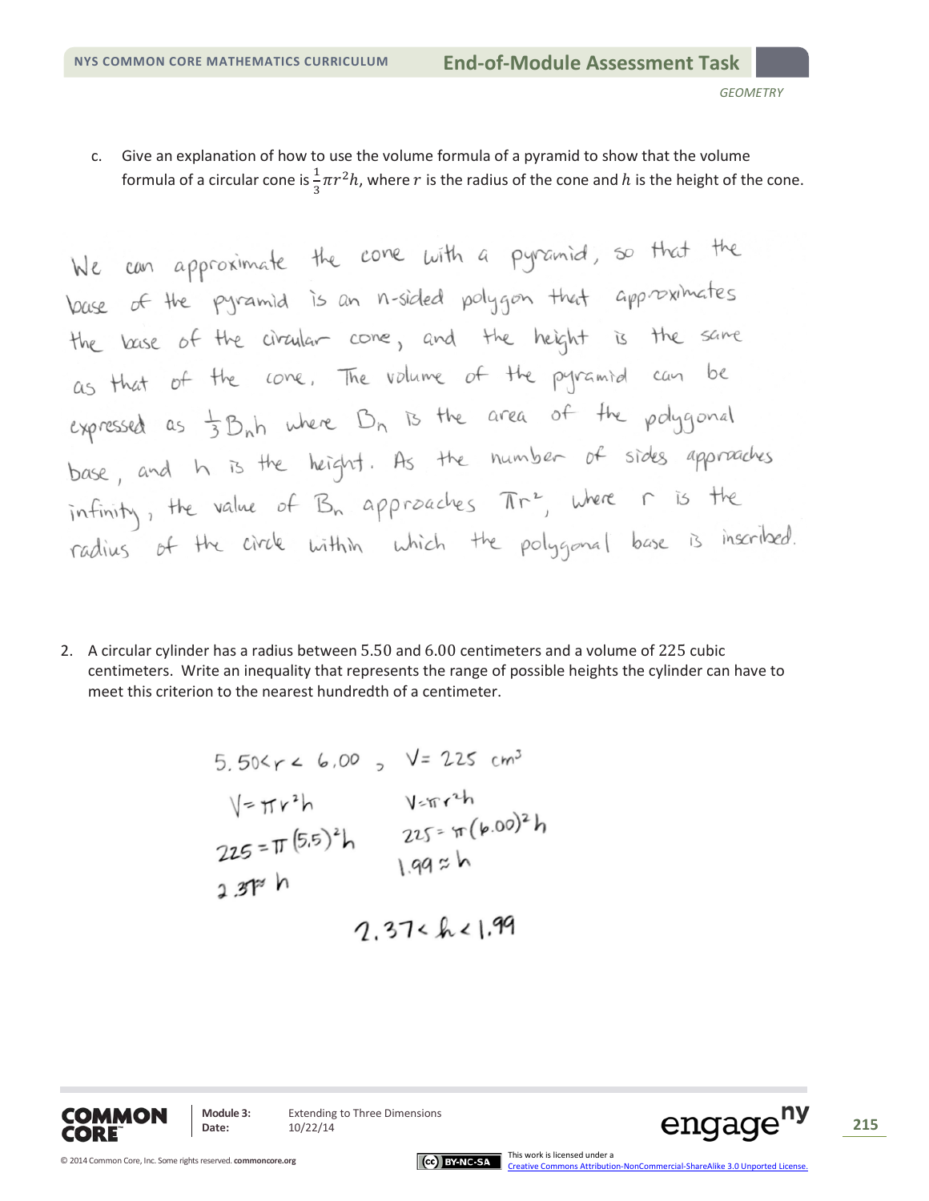c. Give an explanation of how to use the volume formula of a pyramid to show that the volume formula of a circular cone is $\frac{1}{3}\pi r^2 h$, where $r$ is the radius of the cone and $h$ is the height of the cone.

We can approximate the cone with a pyramid, so that the base of the pyramid is an n-sided polygon that approximates the base of the circular cone, and the height is the same as that of the cone. The volume of the pyramid can be expressed as $\frac{1}{3}B_n h$ where $B_n$ is the area of the polygonal base, and h is the height. As the number of sides approaches infinity, the value of $B_n$ approaches $\pi r^2$, where r is the radius of the circle within which the polygonal base is inscribed.

2. A circular cylinder has a radius between 5.50 and 6.00 centimeters and a volume of 225 cubic centimeters. Write an inequality that represents the range of possible heights the cylinder can have to meet this criterion to the nearest hundredth of a centimeter.

$5.50 < r < 6.00$, $V = 225$ cm$^3$

$V = \pi r^2 h$

$225 = \pi (5.5)^2 h$

$2.37 \approx h$

$V = \pi r^2 h$

$225 = \pi (6.00)^2 h$

$1.99 \approx h$

$2.37 < h < 1.99$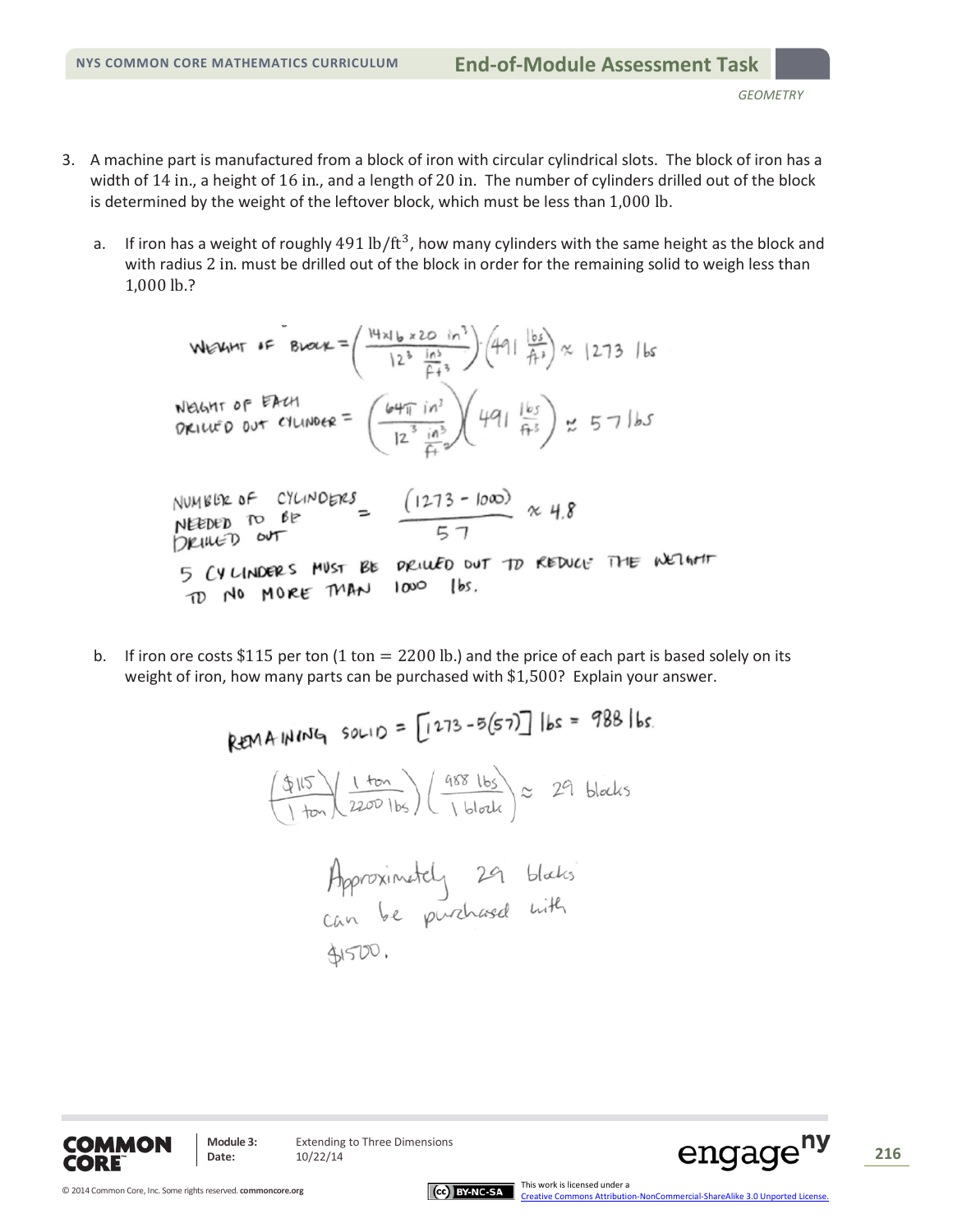3. A machine part is manufactured from a block of iron with circular cylindrical slots. The block of iron has a width of 14 in., a height of 16 in., and a length of 20 in. The number of cylinders drilled out of the block is determined by the weight of the leftover block, which must be less than 1,000 lb.

   a. If iron has a weight of roughly 491 $\text{lb/ft}^3$, how many cylinders with the same height as the block and with radius 2 in. must be drilled out of the block in order for the remaining solid to weigh less than 1,000 lb.?

   $$\text{WEIGHT OF BLOCK} = \left(\frac{14 \times 16 \times 20 \ \text{in}^3}{12^3 \ \frac{\text{in}^3}{\text{ft}^3}}\right)\left(491 \ \frac{\text{lbs}}{\text{ft}^3}\right) \approx 1273 \ \text{lbs}$$

   $$\text{WEIGHT OF EACH DRILLED OUT CYLINDER} = \left(\frac{64\pi \ \text{in}^3}{12^3 \ \frac{\text{in}^3}{\text{ft}^3}}\right)\left(491 \ \frac{\text{lbs}}{\text{ft}^3}\right) \approx 57 \ \text{lbs}$$

   $$\text{NUMBER OF CYLINDERS NEEDED TO BE DRILLED OUT} = \frac{(1273 - 1000)}{57} \approx 4.8$$

   5 CYLINDERS MUST BE DRILLED OUT TO REDUCE THE WEIGHT TO NO MORE THAN 1000 lbs.

   b. If iron ore costs \$115 per ton (1 ton $=$ 2200 lb.) and the price of each part is based solely on its weight of iron, how many parts can be purchased with \$1,500? Explain your answer.

   $$\text{REMAINING SOLID} = [1273 - 5(57)] \ \text{lbs} = 988 \ \text{lbs}.$$

   $$\left(\frac{\$115}{1 \ \text{ton}}\right)\left(\frac{1 \ \text{ton}}{2200 \ \text{lbs}}\right)\left(\frac{988 \ \text{lbs}}{1 \ \text{block}}\right) \approx 29 \ \text{blocks}$$

   Approximately 29 blocks can be purchased with \$1500.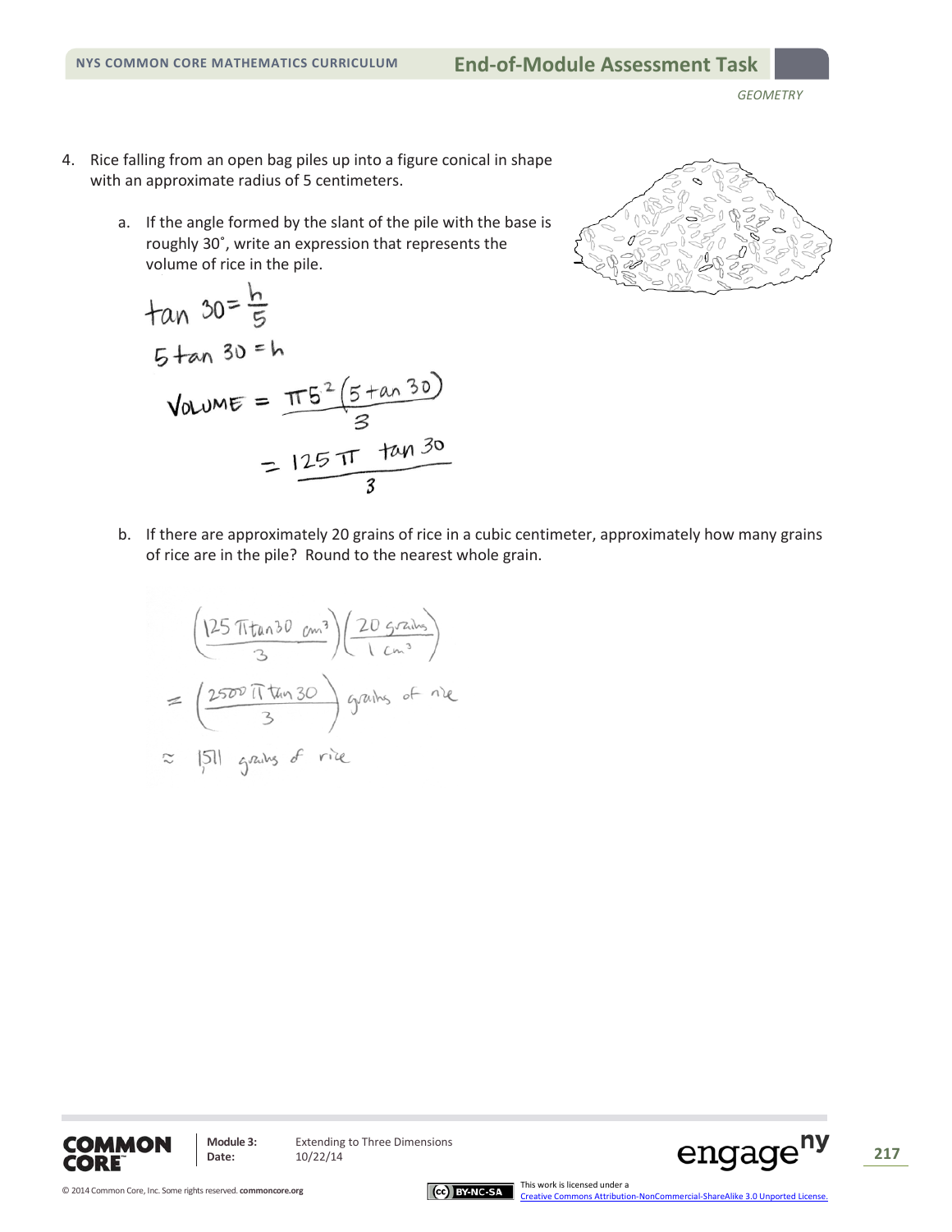4. Rice falling from an open bag piles up into a figure conical in shape with an approximate radius of 5 centimeters.

   a. If the angle formed by the slant of the pile with the base is roughly 30˚, write an expression that represents the volume of rice in the pile.

$$\tan 30 = \frac{h}{5}$$

$$5 \tan 30 = h$$

$$\text{VOLUME} = \frac{\pi 5^2 (5 \tan 30)}{3}$$

$$= \frac{125\pi \tan 30}{3}$$

   b. If there are approximately 20 grains of rice in a cubic centimeter, approximately how many grains of rice are in the pile? Round to the nearest whole grain.

$$\left(\frac{125\pi \tan 30 \text{ cm}^3}{3}\right)\left(\frac{20 \text{ grains}}{1 \text{ cm}^3}\right)$$

$$= \left(\frac{2500\pi \tan 30}{3}\right) \text{ grains of rice}$$

$$\approx 1511 \text{ grains of rice}$$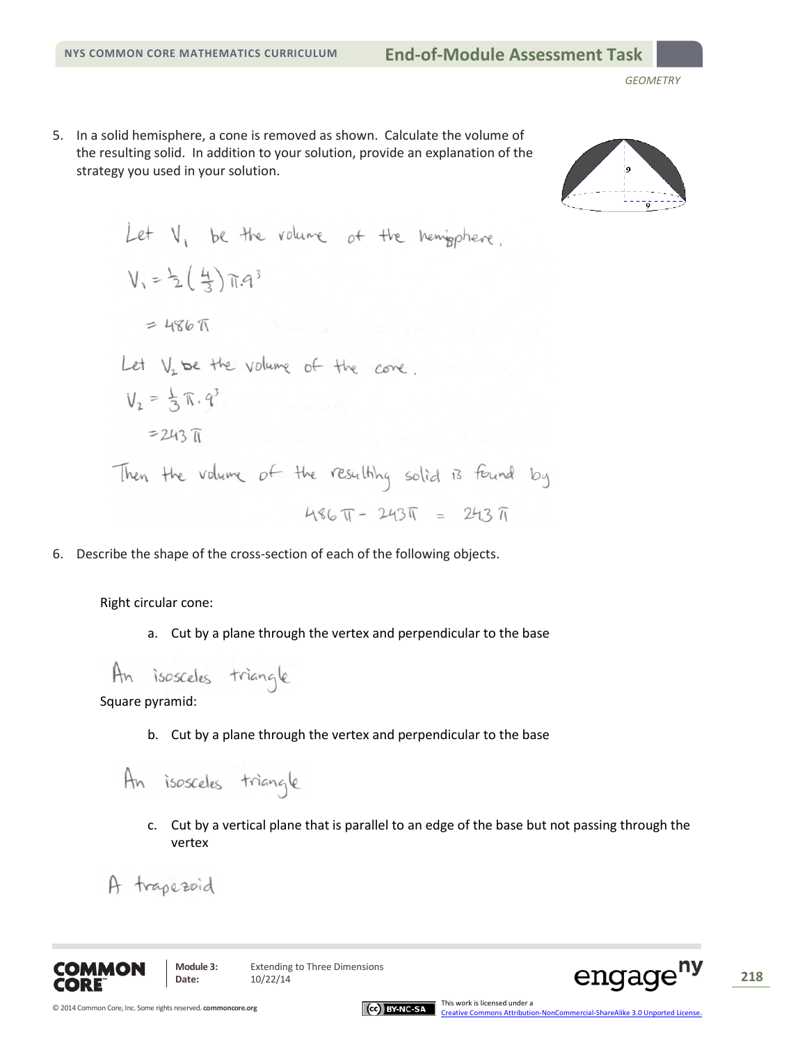5. In a solid hemisphere, a cone is removed as shown. Calculate the volume of the resulting solid. In addition to your solution, provide an explanation of the strategy you used in your solution.

Let $V_1$ be the volume of the hemisphere.

$V_1 = \frac{1}{2}\left(\frac{4}{3}\right)\pi \cdot 9^3$

$= 486\pi$

Let $V_2$ be the volume of the cone.

$V_2 = \frac{1}{3}\pi \cdot 9^3$

$= 243\pi$

Then the volume of the resulting solid is found by

$486\pi - 243\pi = 243\pi$

6. Describe the shape of the cross-section of each of the following objects.

Right circular cone:

a. Cut by a plane through the vertex and perpendicular to the base

An isosceles triangle

Square pyramid:

b. Cut by a plane through the vertex and perpendicular to the base

An isosceles triangle

c. Cut by a vertical plane that is parallel to an edge of the base but not passing through the vertex

A trapezoid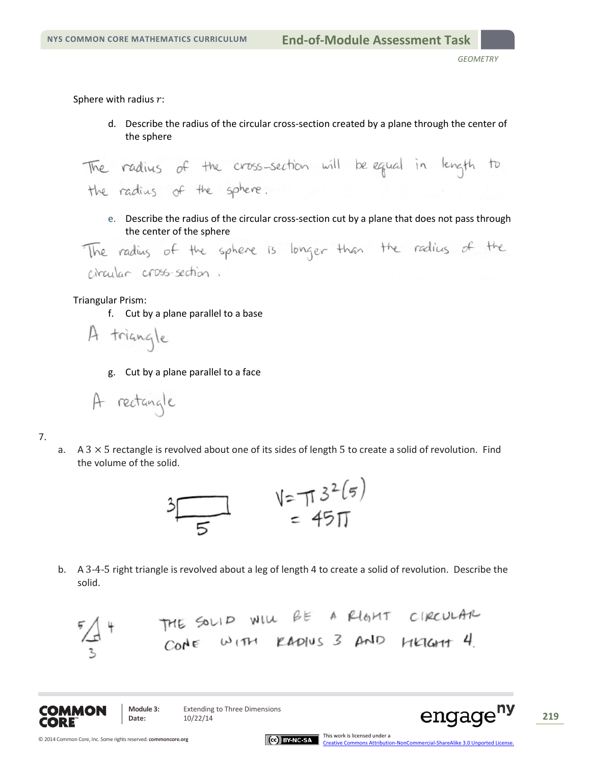Sphere with radius $r$:

d. Describe the radius of the circular cross-section created by a plane through the center of the sphere

The radius of the cross-section will be equal in length to the radius of the sphere.

e. Describe the radius of the circular cross-section cut by a plane that does not pass through the center of the sphere

The radius of the sphere is longer than the radius of the circular cross-section.

Triangular Prism:

f. Cut by a plane parallel to a base

A triangle

g. Cut by a plane parallel to a face

A rectangle

7.

a. A $3 \times 5$ rectangle is revolved about one of its sides of length 5 to create a solid of revolution. Find the volume of the solid.

$$V = \pi 3^2(5)$$
$$= 45\pi$$

b. A 3-4-5 right triangle is revolved about a leg of length 4 to create a solid of revolution. Describe the solid.

THE SOLID WILL BE A RIGHT CIRCULAR CONE WITH RADIUS 3 AND HEIGHT 4.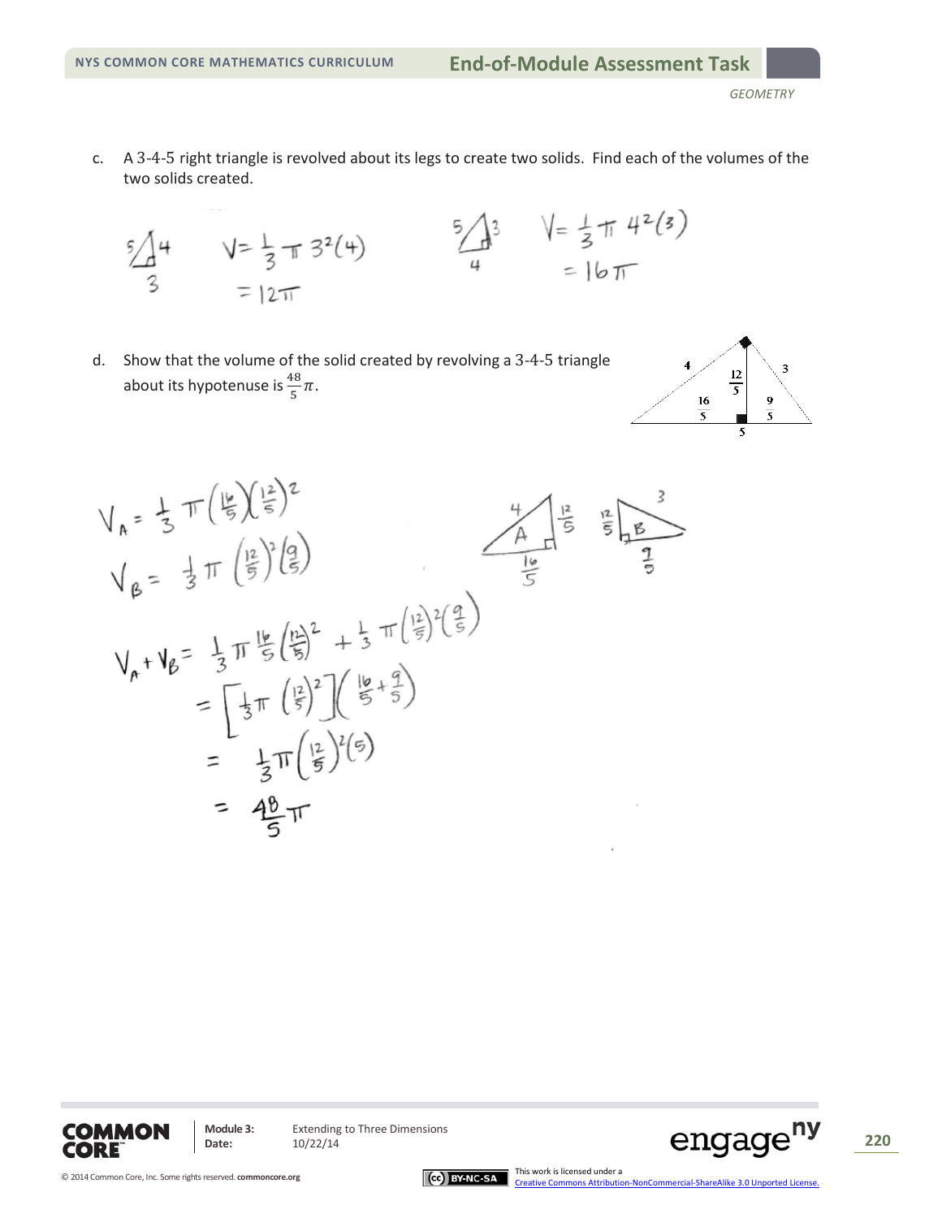c. A 3-4-5 right triangle is revolved about its legs to create two solids. Find each of the volumes of the two solids created.

$V = \frac{1}{3}\pi 3^2(4)$

$= 12\pi$

$V = \frac{1}{3}\pi 4^2(3)$

$= 16\pi$

d. Show that the volume of the solid created by revolving a 3-4-5 triangle about its hypotenuse is $\frac{48}{5}\pi$.

4

3

$\frac{12}{5}$

$\frac{16}{5}$

$\frac{9}{5}$

5

$V_A = \frac{1}{3}\pi\left(\frac{16}{5}\right)\left(\frac{12}{5}\right)^2$

$V_B = \frac{1}{3}\pi\left(\frac{12}{5}\right)^2\left(\frac{9}{5}\right)$

$V_A + V_B = \frac{1}{3}\pi \frac{16}{5}\left(\frac{12}{5}\right)^2 + \frac{1}{3}\pi\left(\frac{12}{5}\right)^2\left(\frac{9}{5}\right)$

$= \left[\frac{1}{3}\pi\left(\frac{12}{5}\right)^2\right]\left(\frac{16}{5}+\frac{9}{5}\right)$

$= \frac{1}{3}\pi\left(\frac{12}{5}\right)^2(5)$

$= \frac{48}{5}\pi$